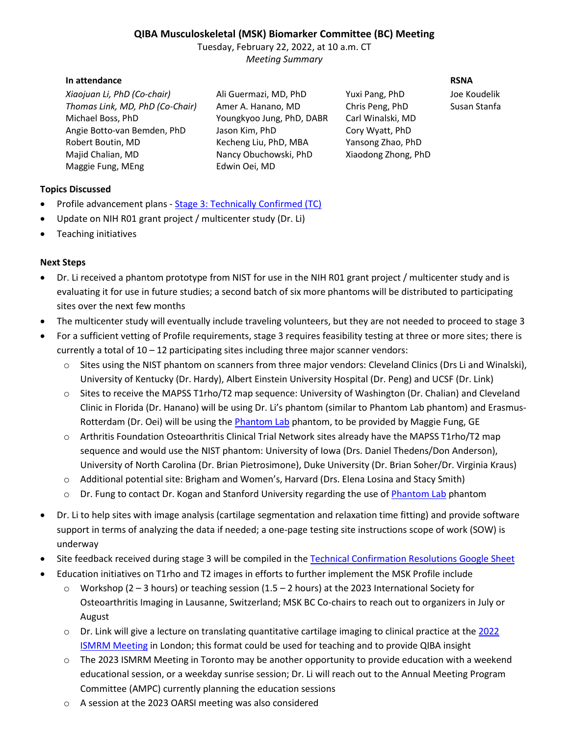# QIBA Musculoskeletal (MSK) Biomarker Committee (BC) Meeting

Tuesday, February 22, 2022, at 10 a.m. CT

*Meeting Summary*

**In attendance**

*Xiaojuan Li, PhD (Co-chair)*
*Thomas Link, MD, PhD (Co-Chair)*
Michael Boss, PhD
Angie Botto-van Bemden, PhD
Robert Boutin, MD
Majid Chalian, MD
Maggie Fung, MEng
Ali Guermazi, MD, PhD
Amer A. Hanano, MD
Youngkyoo Jung, PhD, DABR
Jason Kim, PhD
Kecheng Liu, PhD, MBA
Nancy Obuchowski, PhD
Edwin Oei, MD
Yuxi Pang, PhD
Chris Peng, PhD
Carl Winalski, MD
Cory Wyatt, PhD
Yansong Zhao, PhD
Xiaodong Zhong, PhD

**RSNA**

Joe Koudelik
Susan Stanfa

**Topics Discussed**

- Profile advancement plans - Stage 3: Technically Confirmed (TC)
- Update on NIH R01 grant project / multicenter study (Dr. Li)
- Teaching initiatives

**Next Steps**

- Dr. Li received a phantom prototype from NIST for use in the NIH R01 grant project / multicenter study and is evaluating it for use in future studies; a second batch of six more phantoms will be distributed to participating sites over the next few months
- The multicenter study will eventually include traveling volunteers, but they are not needed to proceed to stage 3
- For a sufficient vetting of Profile requirements, stage 3 requires feasibility testing at three or more sites; there is currently a total of 10 – 12 participating sites including three major scanner vendors:
  - Sites using the NIST phantom on scanners from three major vendors: Cleveland Clinics (Drs Li and Winalski), University of Kentucky (Dr. Hardy), Albert Einstein University Hospital (Dr. Peng) and UCSF (Dr. Link)
  - Sites to receive the MAPSS T1rho/T2 map sequence: University of Washington (Dr. Chalian) and Cleveland Clinic in Florida (Dr. Hanano) will be using Dr. Li's phantom (similar to Phantom Lab phantom) and Erasmus-Rotterdam (Dr. Oei) will be using the Phantom Lab phantom, to be provided by Maggie Fung, GE
  - Arthritis Foundation Osteoarthritis Clinical Trial Network sites already have the MAPSS T1rho/T2 map sequence and would use the NIST phantom: University of Iowa (Drs. Daniel Thedens/Don Anderson), University of North Carolina (Dr. Brian Pietrosimone), Duke University (Dr. Brian Soher/Dr. Virginia Kraus)
  - Additional potential site: Brigham and Women's, Harvard (Drs. Elena Losina and Stacy Smith)
  - Dr. Fung to contact Dr. Kogan and Stanford University regarding the use of Phantom Lab phantom
- Dr. Li to help sites with image analysis (cartilage segmentation and relaxation time fitting) and provide software support in terms of analyzing the data if needed; a one-page testing site instructions scope of work (SOW) is underway
- Site feedback received during stage 3 will be compiled in the Technical Confirmation Resolutions Google Sheet
- Education initiatives on T1rho and T2 images in efforts to further implement the MSK Profile include
  - Workshop (2 – 3 hours) or teaching session (1.5 – 2 hours) at the 2023 International Society for Osteoarthritis Imaging in Lausanne, Switzerland; MSK BC Co-chairs to reach out to organizers in July or August
  - Dr. Link will give a lecture on translating quantitative cartilage imaging to clinical practice at the 2022 ISMRM Meeting in London; this format could be used for teaching and to provide QIBA insight
  - The 2023 ISMRM Meeting in Toronto may be another opportunity to provide education with a weekend educational session, or a weekday sunrise session; Dr. Li will reach out to the Annual Meeting Program Committee (AMPC) currently planning the education sessions
  - A session at the 2023 OARSI meeting was also considered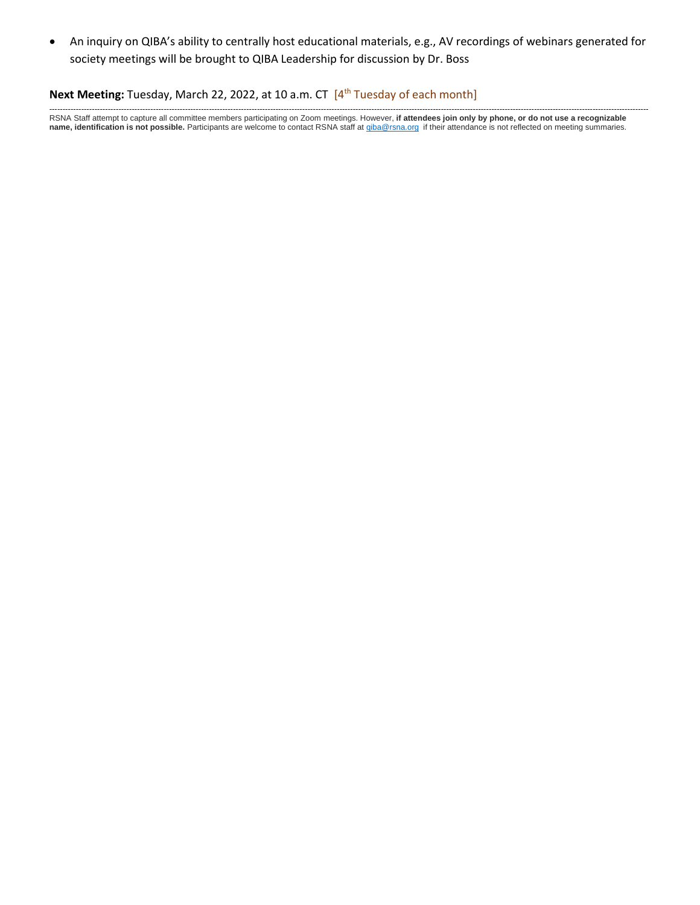- An inquiry on QIBA's ability to centrally host educational materials, e.g., AV recordings of webinars generated for society meetings will be brought to QIBA Leadership for discussion by Dr. Boss

**Next Meeting:** Tuesday, March 22, 2022, at 10 a.m. CT [4th Tuesday of each month]

---

RSNA Staff attempt to capture all committee members participating on Zoom meetings. However, **if attendees join only by phone, or do not use a recognizable name, identification is not possible.** Participants are welcome to contact RSNA staff at qiba@rsna.org if their attendance is not reflected on meeting summaries.